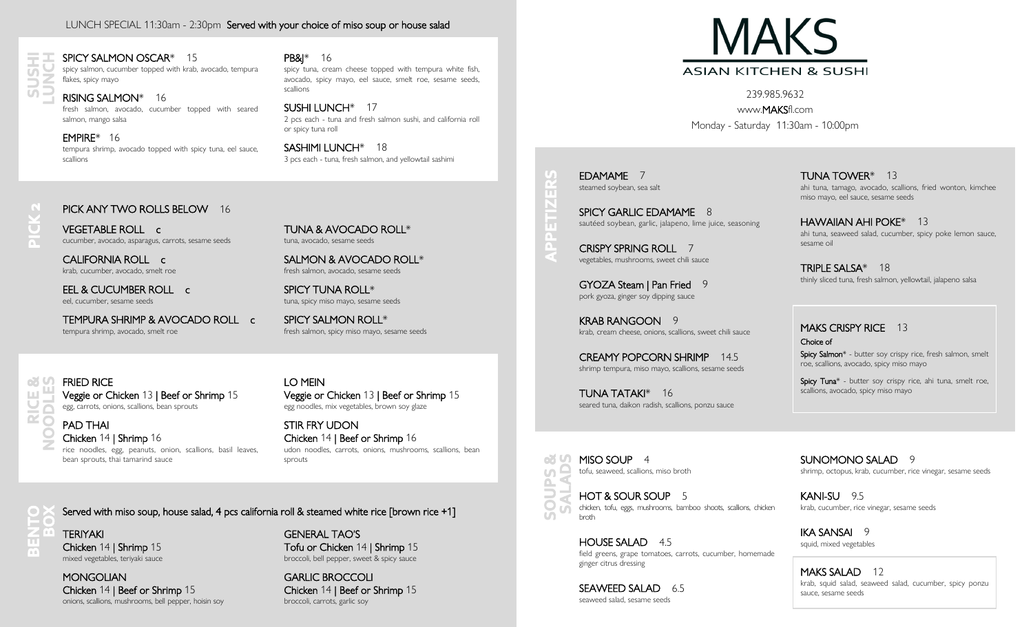# MAKS

## ASIAN KITCHEN & SUSHI

239.985.9632
www.MAKSfl.com
Monday - Saturday 11:30am - 10:00pm

## LUNCH SPECIAL 11:30am - 2:30pm **Served with your choice of miso soup or house salad**

### SUSHI LUNCH

**SPICY SALMON OSCAR*** 15
spicy salmon, cucumber topped with krab, avocado, tempura flakes, spicy mayo

**RISING SALMON*** 16
fresh salmon, avocado, cucumber topped with seared salmon, mango salsa

**EMPIRE*** 16
tempura shrimp, avocado topped with spicy tuna, eel sauce, scallions

**PB&J*** 16
spicy tuna, cream cheese topped with tempura white fish, avocado, spicy mayo, eel sauce, smelt roe, sesame seeds, scallions

**SUSHI LUNCH*** 17
2 pcs each - tuna and fresh salmon sushi, and california roll or spicy tuna roll

**SASHIMI LUNCH*** 18
3 pcs each - tuna, fresh salmon, and yellowtail sashimi

### PICK 2

**PICK ANY TWO ROLLS BELOW** 16

**VEGETABLE ROLL** c
cucumber, avocado, asparagus, carrots, sesame seeds

**CALIFORNIA ROLL** c
krab, cucumber, avocado, smelt roe

**EEL & CUCUMBER ROLL** c
eel, cucumber, sesame seeds

**TEMPURA SHRIMP & AVOCADO ROLL** c
tempura shrimp, avocado, smelt roe

**TUNA & AVOCADO ROLL***
tuna, avocado, sesame seeds

**SALMON & AVOCADO ROLL***
fresh salmon, avocado, sesame seeds

**SPICY TUNA ROLL***
tuna, spicy miso mayo, sesame seeds

**SPICY SALMON ROLL***
fresh salmon, spicy miso mayo, sesame seeds

### RICE & NOODLES

**FRIED RICE**
Veggie or Chicken 13 | Beef or Shrimp 15
egg, carrots, onions, scallions, bean sprouts

**PAD THAI**
Chicken 14 | Shrimp 16
rice noodles, egg, peanuts, onion, scallions, basil leaves, bean sprouts, thai tamarind sauce

**LO MEIN**
Veggie or Chicken 13 | Beef or Shrimp 15
egg noodles, mix vegetables, brown soy glaze

**STIR FRY UDON**
Chicken 14 | Beef or Shrimp 16
udon noodles, carrots, onions, mushrooms, scallions, bean sprouts

### BENTO BOX

**Served with miso soup, house salad, 4 pcs california roll & steamed white rice [brown rice +1]**

**TERIYAKI**
Chicken 14 | Shrimp 15
mixed vegetables, teriyaki sauce

**MONGOLIAN**
Chicken 14 | Beef or Shrimp 15
onions, scallions, mushrooms, bell pepper, hoisin soy

**GENERAL TAO'S**
Tofu or Chicken 14 | Shrimp 15
broccoli, bell pepper, sweet & spicy sauce

**GARLIC BROCCOLI**
Chicken 14 | Beef or Shrimp 15
broccoli, carrots, garlic soy

### APPETIZERS

**EDAMAME** 7
steamed soybean, sea salt

**SPICY GARLIC EDAMAME** 8
sautéed soybean, garlic, jalapeno, lime juice, seasoning

**CRISPY SPRING ROLL** 7
vegetables, mushrooms, sweet chili sauce

**GYOZA Steam | Pan Fried** 9
pork gyoza, ginger soy dipping sauce

**KRAB RANGOON** 9
krab, cream cheese, onions, scallions, sweet chili sauce

**CREAMY POPCORN SHRIMP** 14.5
shrimp tempura, miso mayo, scallions, sesame seeds

**TUNA TATAKI*** 16
seared tuna, daikon radish, scallions, ponzu sauce

**TUNA TOWER*** 13
ahi tuna, tamago, avocado, scallions, fried wonton, kimchee miso mayo, eel sauce, sesame seeds

**HAWAIIAN AHI POKE*** 13
ahi tuna, seaweed salad, cucumber, spicy poke lemon sauce, sesame oil

**TRIPLE SALSA*** 18
thinly sliced tuna, fresh salmon, yellowtail, jalapeno salsa

**MAKS CRISPY RICE** 13
Choice of
**Spicy Salmon*** - butter soy crispy rice, fresh salmon, smelt roe, scallions, avocado, spicy miso mayo
**Spicy Tuna*** - butter soy crispy rice, ahi tuna, smelt roe, scallions, avocado, spicy miso mayo

### SOUPS & SALADS

**MISO SOUP** 4
tofu, seaweed, scallions, miso broth

**HOT & SOUR SOUP** 5
chicken, tofu, eggs, mushrooms, bamboo shoots, scallions, chicken broth

**HOUSE SALAD** 4.5
field greens, grape tomatoes, carrots, cucumber, homemade ginger citrus dressing

**SEAWEED SALAD** 6.5
seaweed salad, sesame seeds

**SUNOMONO SALAD** 9
shrimp, octopus, krab, cucumber, rice vinegar, sesame seeds

**KANI-SU** 9.5
krab, cucumber, rice vinegar, sesame seeds

**IKA SANSAI** 9
squid, mixed vegetables

**MAKS SALAD** 12
krab, squid salad, seaweed salad, cucumber, spicy ponzu sauce, sesame seeds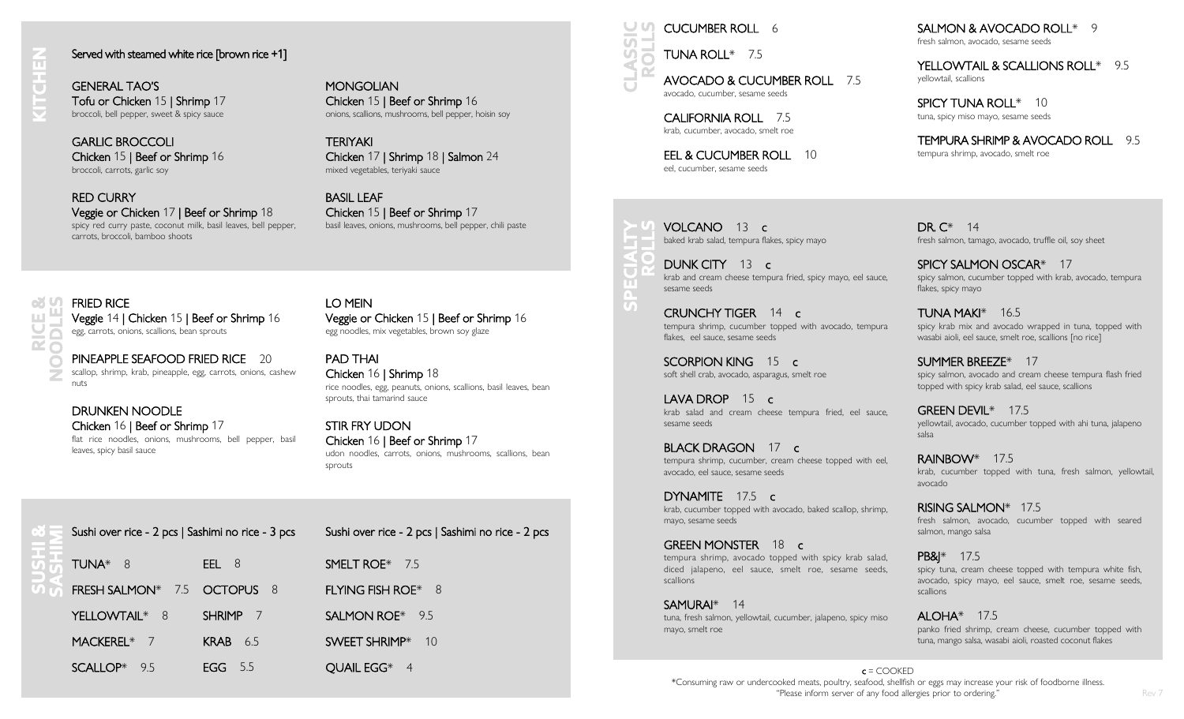## KITCHEN

Served with steamed white rice [brown rice +1]

**GENERAL TAO'S**
Tofu or Chicken 15 | Shrimp 17
broccoli, bell pepper, sweet & spicy sauce

**GARLIC BROCCOLI**
Chicken 15 | Beef or Shrimp 16
broccoli, carrots, garlic soy

**RED CURRY**
Veggie or Chicken 17 | Beef or Shrimp 18
spicy red curry paste, coconut milk, basil leaves, bell pepper, carrots, broccoli, bamboo shoots

**MONGOLIAN**
Chicken 15 | Beef or Shrimp 16
onions, scallions, mushrooms, bell pepper, hoisin soy

**TERIYAKI**
Chicken 17 | Shrimp 18 | Salmon 24
mixed vegetables, teriyaki sauce

**BASIL LEAF**
Chicken 15 | Beef or Shrimp 17
basil leaves, onions, mushrooms, bell pepper, chili paste

## RICE & NOODLES

**FRIED RICE**
Veggie 14 | Chicken 15 | Beef or Shrimp 16
egg, carrots, onions, scallions, bean sprouts

**PINEAPPLE SEAFOOD FRIED RICE** 20
scallop, shrimp, krab, pineapple, egg, carrots, onions, cashew nuts

**DRUNKEN NOODLE**
Chicken 16 | Beef or Shrimp 17
flat rice noodles, onions, mushrooms, bell pepper, basil leaves, spicy basil sauce

**LO MEIN**
Veggie or Chicken 15 | Beef or Shrimp 16
egg noodles, mix vegetables, brown soy glaze

**PAD THAI**
Chicken 16 | Shrimp 18
rice noodles, egg, peanuts, onions, scallions, basil leaves, bean sprouts, thai tamarind sauce

**STIR FRY UDON**
Chicken 16 | Beef or Shrimp 17
udon noodles, carrots, onions, mushrooms, scallions, bean sprouts

## SUSHI & SASHIMI

Sushi over rice - 2 pcs | Sashimi no rice - 3 pcs

- TUNA* 8
- FRESH SALMON* 7.5
- YELLOWTAIL* 8
- MACKEREL* 7
- SCALLOP* 9.5
- EEL 8
- OCTOPUS 8
- SHRIMP 7
- KRAB 6.5
- EGG 5.5

Sushi over rice - 2 pcs | Sashimi no rice - 2 pcs

- SMELT ROE* 7.5
- FLYING FISH ROE* 8
- SALMON ROE* 9.5
- SWEET SHRIMP* 10
- QUAIL EGG* 4

## CLASSIC ROLLS

**CUCUMBER ROLL** 6

**TUNA ROLL*** 7.5

**AVOCADO & CUCUMBER ROLL** 7.5
avocado, cucumber, sesame seeds

**CALIFORNIA ROLL** 7.5
krab, cucumber, avocado, smelt roe

**EEL & CUCUMBER ROLL** 10
eel, cucumber, sesame seeds

**SALMON & AVOCADO ROLL*** 9
fresh salmon, avocado, sesame seeds

**YELLOWTAIL & SCALLIONS ROLL*** 9.5
yellowtail, scallions

**SPICY TUNA ROLL*** 10
tuna, spicy miso mayo, sesame seeds

**TEMPURA SHRIMP & AVOCADO ROLL** 9.5
tempura shrimp, avocado, smelt roe

## SPECIALTY ROLLS

**VOLCANO** 13 c
baked krab salad, tempura flakes, spicy mayo

**DUNK CITY** 13 c
krab and cream cheese tempura fried, spicy mayo, eel sauce, sesame seeds

**CRUNCHY TIGER** 14 c
tempura shrimp, cucumber topped with avocado, tempura flakes, eel sauce, sesame seeds

**SCORPION KING** 15 c
soft shell crab, avocado, asparagus, smelt roe

**LAVA DROP** 15 c
krab salad and cream cheese tempura fried, eel sauce, sesame seeds

**BLACK DRAGON** 17 c
tempura shrimp, cucumber, cream cheese topped with eel, avocado, eel sauce, sesame seeds

**DYNAMITE** 17.5 c
krab, cucumber topped with avocado, baked scallop, shrimp, mayo, sesame seeds

**GREEN MONSTER** 18 c
tempura shrimp, avocado topped with spicy krab salad, diced jalapeno, eel sauce, smelt roe, sesame seeds, scallions

**SAMURAI*** 14
tuna, fresh salmon, yellowtail, cucumber, jalapeno, spicy miso mayo, smelt roe

**DR. C*** 14
fresh salmon, tamago, avocado, truffle oil, soy sheet

**SPICY SALMON OSCAR*** 17
spicy salmon, cucumber topped with krab, avocado, tempura flakes, spicy mayo

**TUNA MAKI*** 16.5
spicy krab mix and avocado wrapped in tuna, topped with wasabi aioli, eel sauce, smelt roe, scallions [no rice]

**SUMMER BREEZE*** 17
spicy salmon, avocado and cream cheese tempura flash fried topped with spicy krab salad, eel sauce, scallions

**GREEN DEVIL*** 17.5
yellowtail, avocado, cucumber topped with ahi tuna, jalapeno salsa

**RAINBOW*** 17.5
krab, cucumber topped with tuna, fresh salmon, yellowtail, avocado

**RISING SALMON*** 17.5
fresh salmon, avocado, cucumber topped with seared salmon, mango salsa

**PB&J*** 17.5
spicy tuna, cream cheese topped with tempura white fish, avocado, spicy mayo, eel sauce, smelt roe, sesame seeds, scallions

**ALOHA*** 17.5
panko fried shrimp, cream cheese, cucumber topped with tuna, mango salsa, wasabi aioli, roasted coconut flakes

c = COOKED

*Consuming raw or undercooked meats, poultry, seafood, shellfish or eggs may increase your risk of foodborne illness.
"Please inform server of any food allergies prior to ordering."

Rev 7